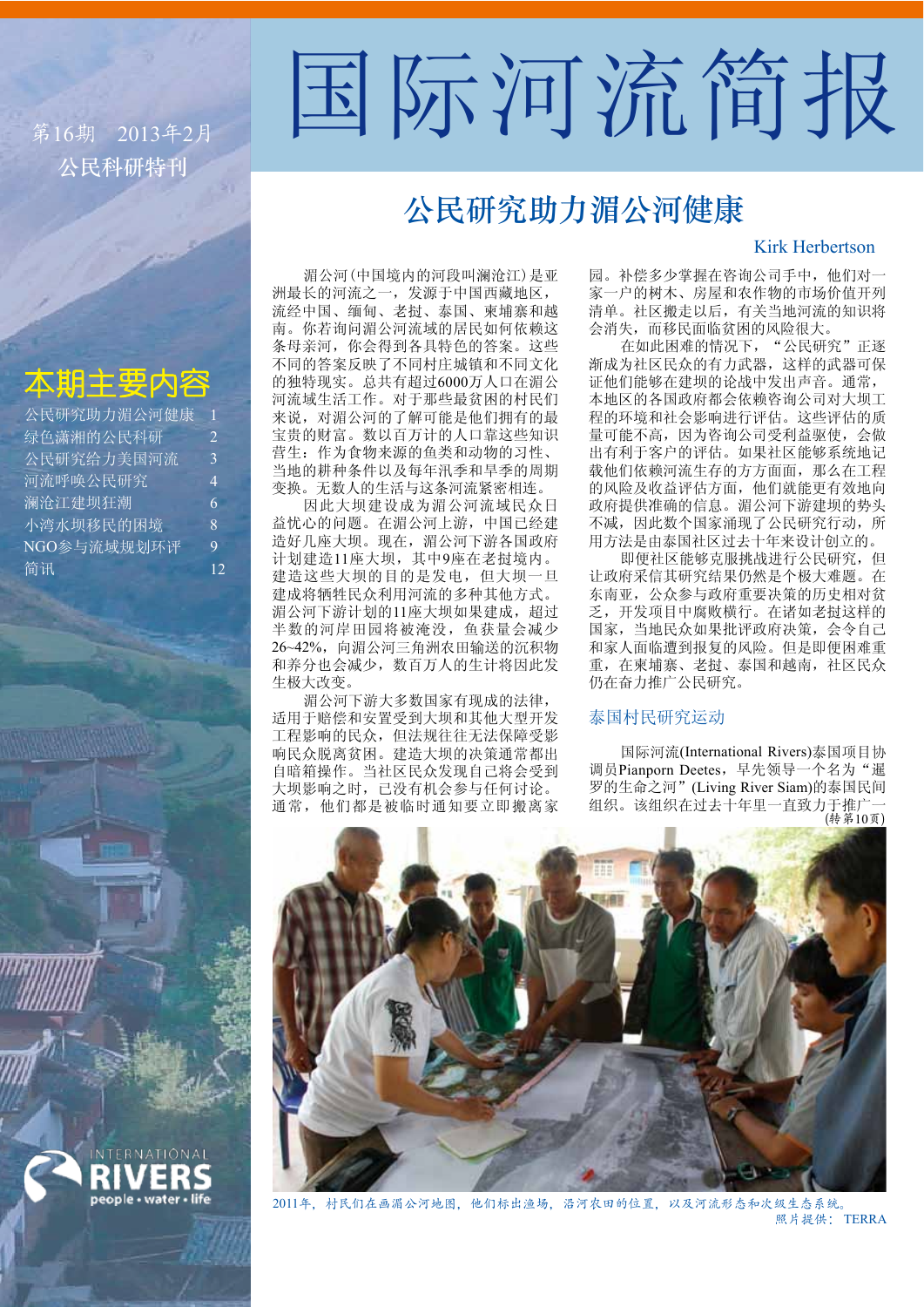# 国际河流简报

第16期　2013年2月

公民科研特刊

## 本期主要内容

- 公民研究助力湄公河健康　1
- 绿色潇湘的公民科研　2
- 公民研究给力美国河流　3
- 河流呼唤公民研究　4
- 澜沧江建坝狂潮　6
- 小湾水坝移民的困境　8
- NGO参与流域规划环评　9
- 简讯　12

## 公民研究助力湄公河健康

Kirk Herbertson

湄公河（中国境内的河段叫澜沧江）是亚洲最长的河流之一，发源于中国西藏地区，流经中国、缅甸、老挝、泰国、柬埔寨和越南。你若询问湄公河流域的居民如何依赖这条母亲河，你会得到各具特色的答案。这些不同的答案反映了不同村庄城镇和不同文化的独特现实。总共有超过6000万人口在湄公河流域生活工作。对于那些最贫困的村民们来说，对湄公河的了解可能是他们拥有的最宝贵的财富。数以百万计的人口靠这些知识营生：作为食物来源的鱼类和动物的习性、当地的耕种条件以及每年汛季和旱季的周期变换。无数人的生活与这条河流紧密相连。

因此大坝建设成为湄公河流域民众日益忧心的问题。在湄公河上游，中国已经建造好几座大坝。现在，湄公河下游各国政府计划建造11座大坝，其中9座在老挝境内。建造这些大坝的目的是发电，但大坝一旦建成将牺牲民众利用河流的多种其他方式。湄公河下游计划的11座大坝如果建成，超过半数的河岸田园将被淹没，鱼获量会减少26~42%，向湄公河三角洲农田输送的沉积物和养分也会减少，数百万人的生计将因此发生极大改变。

湄公河下游大多数国家有现成的法律，适用于赔偿和安置受到大坝和其他大型开发工程影响的民众，但法规往往无法保障受影响民众脱离贫困。建造大坝的决策通常都出自暗箱操作。当社区民众发现自己将会受到大坝影响之时，已没有机会参与任何讨论。通常，他们都是被临时通知要立即搬离家园。补偿多少掌握在咨询公司手中，他们对一家一户的树木、房屋和农作物的市场价值开列清单。社区搬走以后，有关当地河流的知识将会消失，而移民面临贫困的风险很大。

在如此困难的情况下，“公民研究”正逐渐成为社区民众的有力武器，这样的武器可保证他们能够在建坝的论战中发出声音。通常，本地区的各国政府都会依赖咨询公司对大坝工程的环境和社会影响进行评估。这些评估的质量可能不高，因为咨询公司受利益驱使，会做出有利于客户的评估。如果社区能够系统地记载他们依赖河流生存的方方面面，那么在工程的风险及收益评估方面，他们就能更有效地向政府提供准确的信息。湄公河下游建坝的势头不减，因此数个国家涌现了公民研究行动，所用方法是由泰国社区过去十年来设计创立的。

即便社区能够克服挑战进行公民研究，但让政府采信其研究结果仍然是个极大难题。在东南亚，公众参与政府重要决策的历史相对贫乏，开发项目中腐败横行。在诸如老挝这样的国家，当地民众如果批评政府决策，会令自己和家人面临遭到报复的风险。但是即便困难重重，在柬埔寨、老挝、泰国和越南，社区民众仍在奋力推广公民研究。

### 泰国村民研究运动

国际河流(International Rivers)泰国项目协调员Pianporn Deetes，早先领导一个名为“暹罗的生命之河”(Living River Siam)的泰国民间组织。该组织在过去十年里一直致力于推广一

(转第10页)

2011年，村民们在画湄公河地图，他们标出渔场，沿河农田的位置，以及河流形态和次级生态系统。
照片提供：TERRA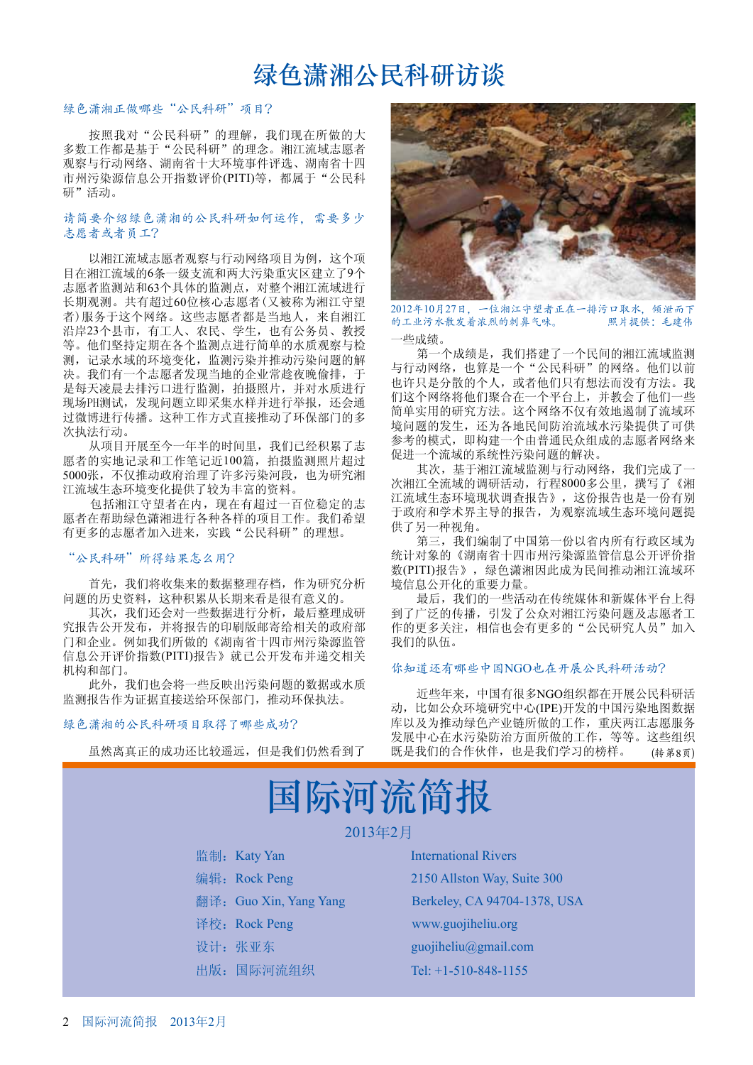# 绿色潇湘公民科研访谈

### 绿色潇湘正做哪些"公民科研"项目?

按照我对"公民科研"的理解，我们现在所做的大多数工作都是基于"公民科研"的理念。湘江流域志愿者观察与行动网络、湖南省十大环境事件评选、湖南省十四市州污染源信息公开指数评价(PITI)等，都属于"公民科研"活动。

### 请简要介绍绿色潇湘的公民科研如何运作，需要多少志愿者或者员工?

以湘江流域志愿者观察与行动网络项目为例，这个项目在湘江流域的6条一级支流和两大污染重灾区建立了9个志愿者监测站和63个具体的监测点，对整个湘江流域进行长期观测。共有超过60位核心志愿者(又被称为湘江守望者)服务于这个网络。这些志愿者都是当地人，来自湘江沿岸23个县市，有工人、农民、学生，也有公务员、教授等。他们坚持定期在各个监测点进行简单的水质观察与检测，记录水域的环境变化，监测污染并推动污染问题的解决。我们有一个志愿者发现当地的企业常趁夜晚偷排，于是每天凌晨去排污口进行监测，拍摄照片，并对水质进行现场PH测试，发现问题立即采集水样并进行举报，还会通过微博进行传播。这种工作方式直接推动了环保部门的多次执法行动。

从项目开展至今一年半的时间里，我们已经积累了志愿者的实地记录和工作笔记近100篇，拍摄监测照片超过5000张，不仅推动政府治理了许多污染河段，也为研究湘江流域生态环境变化提供了较为丰富的资料。

包括湘江守望者在内，现在有超过一百位稳定的志愿者在帮助绿色潇湘进行各种各样的项目工作。我们希望有更多的志愿者加入进来，实践"公民科研"的理想。

### "公民科研"所得结果怎么用?

首先，我们将收集来的数据整理存档，作为研究分析问题的历史资料，这种积累从长期来看是很有意义的。

其次，我们还会对一些数据进行分析，最后整理成研究报告公开发布，并将报告的印刷版邮寄给相关的政府部门和企业。例如我们所做的《湖南省十四市州污染源监管信息公开评价指数(PITI)报告》就已公开发布并递交相关机构和部门。

此外，我们也会将一些反映出污染问题的数据或水质监测报告作为证据直接送给环保部门，推动环保执法。

### 绿色潇湘的公民科研项目取得了哪些成功?

虽然离真正的成功还比较遥远，但是我们仍然看到了一些成绩。

2012年10月27日，一位湘江守望者正在一排污口取水，倾泄而下的工业污水散发着浓烈的刺鼻气味。 照片提供：毛建伟

第一个成绩是，我们搭建了一个民间的湘江流域监测与行动网络，也算是一个"公民科研"的网络。他们以前也许只是分散的个人，或者他们只有想法而没有方法。我们这个网络将他们聚合在一个平台上，并教会了他们一些简单实用的研究方法。这个网络不仅有效地遏制了流域环境问题的发生，还为各地民间防治流域水污染提供了可供参考的模式，即构建一个由普通民众组成的志愿者网络来促进一个流域的系统性污染问题的解决。

其次，基于湘江流域监测与行动网络，我们完成了一次湘江全流域的调研活动，行程8000多公里，撰写了《湘江流域生态环境现状调查报告》，这份报告也是一份有别于政府和学术界主导的报告，为观察流域生态环境问题提供了另一种视角。

第三，我们编制了中国第一份以省内所有行政区域为统计对象的《湖南省十四市州污染源监管信息公开评价指数(PITI)报告》，绿色潇湘因此成为民间推动湘江流域环境信息公开化的重要力量。

最后，我们的一些活动在传统媒体和新媒体平台上得到了广泛的传播，引发了公众对湘江污染问题及志愿者工作的更多关注，相信也会有更多的"公民研究人员"加入我们的队伍。

### 你知道还有哪些中国NGO也在开展公民科研活动?

近些年来，中国有很多NGO组织都在开展公民科研活动，比如公众环境研究中心(IPE)开发的中国污染地图数据库以及为推动绿色产业链所做的工作，重庆两江志愿服务发展中心在水污染防治方面所做的工作，等等。这些组织既是我们的合作伙伴，也是我们学习的榜样。 (转第8页)

---

# 国际河流简报

2013年2月

监制：Katy Yan
编辑：Rock Peng
翻译：Guo Xin, Yang Yang
译校：Rock Peng
设计：张亚东
出版：国际河流组织

International Rivers
2150 Allston Way, Suite 300
Berkeley, CA 94704-1378, USA
www.guojiheliu.org
guojiheliu@gmail.com
Tel: +1-510-848-1155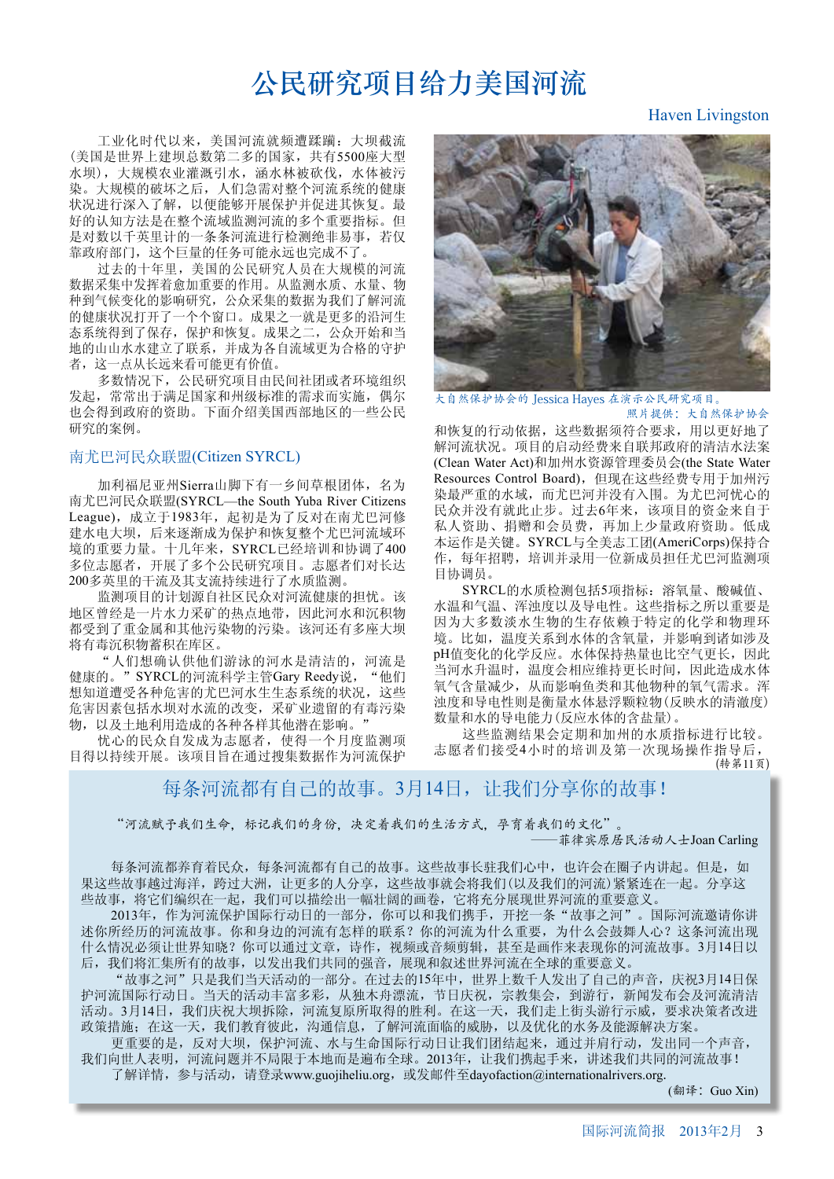# 公民研究项目给力美国河流

Haven Livingston

工业化时代以来，美国河流就频遭蹂躏：大坝截流(美国是世界上建坝总数第二多的国家，共有5500座大型水坝)，大规模农业灌溉引水，涵水林被砍伐，水体被污染。大规模的破坏之后，人们急需对整个河流系统的健康状况进行深入了解，以便能够开展保护并促进其恢复。最好的认知方法是在整个流域监测河流的多个重要指标。但是对数以千英里计的一条条河流进行检测绝非易事，若仅靠政府部门，这个巨量的任务可能永远也完成不了。

过去的十年里，美国的公民研究人员在大规模的河流数据采集中发挥着愈加重要的作用。从监测水质、水量、物种到气候变化的影响研究，公众采集的数据为我们了解河流的健康状况打开了一个个窗口。成果之一就是更多的沿河生态系统得到了保存，保护和恢复。成果之二，公众开始和当地的山山水水建立了联系，并成为各自流域更为合格的守护者，这一点从长远来看可能更有价值。

多数情况下，公民研究项目由民间社团或者环境组织发起，常常出于满足国家和州级标准的需求而实施，偶尔也会得到政府的资助。下面介绍美国西部地区的一些公民研究的案例。

## 南尤巴河民众联盟(Citizen SYRCL)

加利福尼亚州Sierra山脚下有一乡间草根团体，名为南尤巴河民众联盟(SYRCL—the South Yuba River Citizens League)，成立于1983年，起初是为了反对在南尤巴河修建水电大坝，后来逐渐成为保护和恢复整个尤巴河流域环境的重要力量。十八年来，SYRCL已经培训和协调了400多位志愿者，开展了多个公民研究项目。志愿者们对长达200多英里的干流及其支流持续进行了水质监测。

监测项目的计划源自社区民众对河流健康的担忧。该地区曾经是一片水力采矿的热点地带，因此河水和沉积物都受到了重金属和其他污染物的污染。该河还有多座大坝将有毒沉积物蓄积在库区。

"人们想确认供他们游泳的河水是清洁的，河流是健康的。"SYRCL的河流科学主管Gary Reedy说，"他们想知道遭受各种危害的尤巴河水生生态系统的状况，这些危害因素包括水坝对水流的改变，采矿业遗留的有毒污染物，以及土地利用造成的各种各样其他潜在影响。"

忧心的民众自发成为志愿者，使得一个月度监测项目得以持续开展。该项目旨在通过搜集数据作为河流保护和恢复的行动依据，这些数据须符合要求，用以更好地了解河流状况。项目的启动经费来自联邦政府的清洁水法案(Clean Water Act)和加州水资源管理委员会(the State Water Resources Control Board)，但这些经费专用于加州污染最严重的水域，而尤巴河并没有入围。为尤巴河忧心的民众并没有就此止步。过去6年来，该项目的资金来自于私人资助、捐赠和会员费，再加上少量政府资助。低成本运作是关键。SYRCL与全美志工团(AmeriCorps)保持合作，每年招聘，培训并录用一位新成员担任尤巴河监测项目协调员。

大自然保护协会的 Jessica Hayes 在演示公民研究项目。
照片提供：大自然保护协会

SYRCL的水质检测包括5项指标：溶氧量、酸碱值、水温和气温、浑浊度以及导电性。这些指标之所以重要是因为大多数淡水生物的生存依赖于特定的化学和物理环境。比如，温度关系到水体的含氧量，并影响到诸如涉及pH值变化的化学反应。水体保持热量也比空气更长，因此当河水升温时，温度会相应维持更长时间，因此造成水体氧气含量减少，从而影响鱼类和其他物种的氧气需求。浑浊度和导电性则是衡量水体悬浮颗粒物(反映水的清澈度)数量和水的导电能力(反应水体的含盐量)。

这些监测结果会定期和加州的水质指标进行比较。志愿者们接受4小时的培训及第一次现场操作指导后，

(转第11页)

## 每条河流都有自己的故事。3月14日，让我们分享你的故事！

"河流赋予我们生命，标记我们的身份，决定着我们的生活方式，孕育着我们的文化"。
——菲律宾原居民活动人士Joan Carling

每条河流都养育着民众，每条河流都有自己的故事。这些故事长驻我们心中，也许会在圈子内讲起。但是，如果这些故事越过海洋，跨过大洲，让更多的人分享，这些故事就会将我们(以及我们的河流)紧紧连在一起。分享这些故事，将它们编织在一起，我们可以描绘出一幅壮阔的画卷，它将充分展现世界河流的重要意义。

2013年，作为河流保护国际行动日的一部分，你可以和我们携手，开挖一条"故事之河"。国际河流邀请你讲述你所经历的河流故事。你和身边的河流有怎样的联系？你的河流为什么重要，为什么会鼓舞人心？这条河流出现什么情况必须让世界知晓？你可以通过文章，诗作，视频或音频剪辑，甚至是画作来表现你的河流故事。3月14日以后，我们将汇集所有的故事，以发出我们共同的强音，展现和叙述世界河流在全球的重要意义。

"故事之河"只是我们当天活动的一部分。在过去的15年中，世界上数千人发出了自己的声音，庆祝3月14日保护河流国际行动日。当天的活动丰富多彩，从独木舟漂流，节日庆祝，宗教集会，到游行，新闻发布会及河流清洁活动。3月14日，我们庆祝大坝拆除，河流复原所取得的胜利。在这一天，我们走上街头游行示威，要求决策者改进政策措施；在这一天，我们教育彼此，沟通信息，了解河流面临的威胁，以及优化的水务及能源解决方案。

更重要的是，反对大坝，保护河流、水与生命国际行动日让我们团结起来，通过并肩行动，发出同一个声音，我们向世人表明，河流问题并不局限于本地而是遍布全球。2013年，让我们携起手来，讲述我们共同的河流故事！

了解详情，参与活动，请登录www.guojiheliu.org，或发邮件至dayofaction@internationalrivers.org.

(翻译：Guo Xin)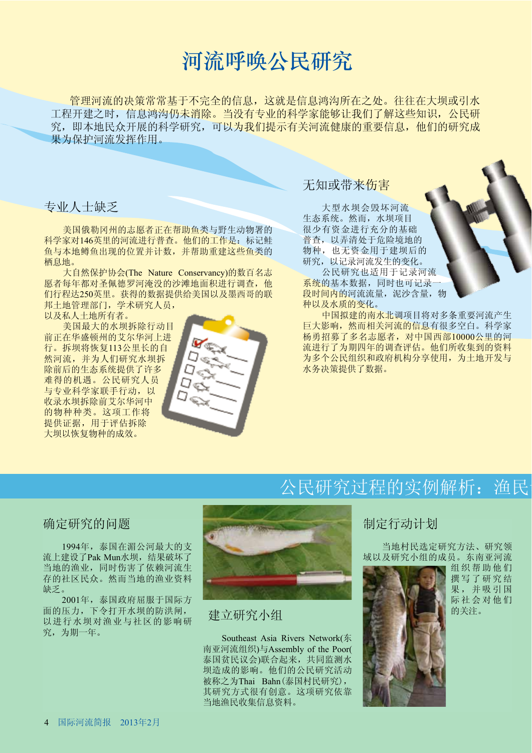# 河流呼唤公民研究

管理河流的决策常常基于不完全的信息，这就是信息鸿沟所在之处。往往在大坝或引水工程开建之时，信息鸿沟仍未消除。当没有专业的科学家能够让我们了解这些知识，公民研究，即本地民众开展的科学研究，可以为我们提示有关河流健康的重要信息，他们的研究成果为保护河流发挥作用。

## 专业人士缺乏

美国俄勒冈州的志愿者正在帮助鱼类与野生动物署的科学家对146英里的河流进行普查。他们的工作是：标记鲑鱼与本地鳟鱼出现的位置并计数，并帮助重建这些鱼类的栖息地。

大自然保护协会(The Nature Conservancy)的数百名志愿者每年都对圣佩德罗河淹没的沙滩地面积进行调查，他们行程达250英里。获得的数据提供给美国以及墨西哥的联邦土地管理部门，学术研究人员，以及私人土地所有者。

美国最大的水坝拆除行动目前正在华盛顿州的艾尔华河上进行。拆坝将恢复113公里长的自然河流，并为人们研究水坝拆除前后的生态系统提供了许多难得的机遇。公民研究人员与专业科学家联手行动，以收录水坝拆除前艾尔华河中的物种种类。这项工作将提供证据，用于评估拆除大坝以恢复物种的成效。

## 无知或带来伤害

大型水坝会毁坏河流生态系统。然而，水坝项目很少有资金进行充分的基础普查，以弄清处于危险境地的物种，也无资金用于建坝后的研究，以记录河流发生的变化。

公民研究也适用于记录河流系统的基本数据，同时也可记录一段时间内的河流流量，泥沙含量，物种以及水质的变化。

中国拟建的南水北调项目将对多条重要河流产生巨大影响，然而相关河流的信息有很多空白。科学家杨勇招募了多名志愿者，对中国西部10000公里的河流进行了为期四年的调查评估。他们所收集到的资料为多个公民组织和政府机构分享使用，为土地开发与水务决策提供了数据。

## 公民研究过程的实例解析：渔民

### 确定研究的问题

1994年，泰国在湄公河最大的支流上建设了Pak Mun水坝，结果破坏了当地的渔业，同时伤害了依赖河流生存的社区民众。然而当地的渔业资料缺乏。

2001年，泰国政府屈服于国际方面的压力，下令打开水坝的防洪闸，以进行水坝对渔业与社区的影响研究，为期一年。

### 建立研究小组

Southeast Asia Rivers Network(东南亚河流组织)与Assembly of the Poor(泰国贫民议会)联合起来，共同监测水坝造成的影响。他们的公民研究活动被称之为Thai Bahn(泰国村民研究)，其研究方式很有创意。这项研究依靠当地渔民收集信息资料。

### 制定行动计划

当地村民选定研究方法、研究领域以及研究小组的成员。东南亚河流组织帮助他们撰写了研究结果，并吸引国际社会对他们的关注。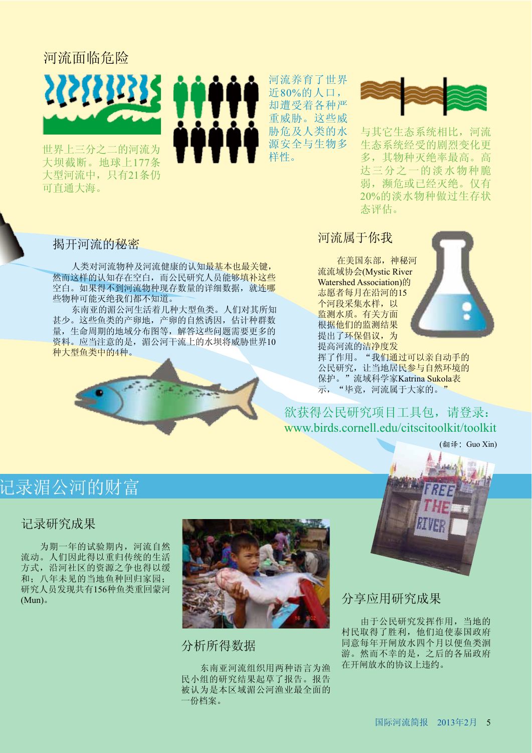## 河流面临危险

世界上三分之二的河流为大坝截断。地球上177条大型河流中，只有21条仍可直通大海。

河流养育了世界近80%的人口，却遭受着各种严重威胁。这些威胁危及人类的水源安全与生物多样性。

与其它生态系统相比，河流生态系统经受的剧烈变化更多，其物种灭绝率最高。高达三分之一的淡水物种脆弱，濒危或已经灭绝。仅有20%的淡水物种做过生存状态评估。

## 揭开河流的秘密

人类对河流物种及河流健康的认知最基本也最关键，然而这样的认知存在空白，而公民研究人员能够填补这些空白。如果得不到河流物种现存数量的详细数据，就连哪些物种可能灭绝我们都不知道。

东南亚的湄公河生活着几种大型鱼类。人们对其所知甚少。这些鱼类的产卵地，产卵的自然诱因，估计种群数量，生命周期的地域分布图等，解答这些问题需要更多的资料。应当注意的是，湄公河干流上的水坝将威胁世界10种大型鱼类中的4种。

## 河流属于你我

在美国东部，神秘河流流域协会(Mystic River Watershed Association)的志愿者每月在沿河的15个河段采集水样，以监测水质。有关方面根据他们的监测结果提出了环保倡议，为提高河流的洁净度发挥了作用。“我们通过可以亲自动手的公民研究，让当地居民参与自然环境的保护。”流域科学家Katrina Sukola表示，“毕竟，河流属于大家的。”

欲获得公民研究项目工具包，请登录：www.birds.cornell.edu/citscitoolkit/toolkit

(翻译：Guo Xin)

# 记录湄公河的财富

## 记录研究成果

为期一年的试验期内，河流自然流动。人们因此得以重归传统的生活方式，沿河社区的资源之争也得以缓和；八年未见的当地鱼种回归家园；研究人员发现共有156种鱼类重回蒙河(Mun)。

## 分析所得数据

东南亚河流组织用两种语言为渔民小组的研究结果起草了报告。报告被认为是本区域湄公河渔业最全面的一份档案。

## 分享应用研究成果

由于公民研究发挥作用，当地的村民取得了胜利，他们迫使泰国政府同意每年开闸放水四个月以便鱼类洄游。然而不幸的是，之后的各届政府在开闸放水的协议上违约。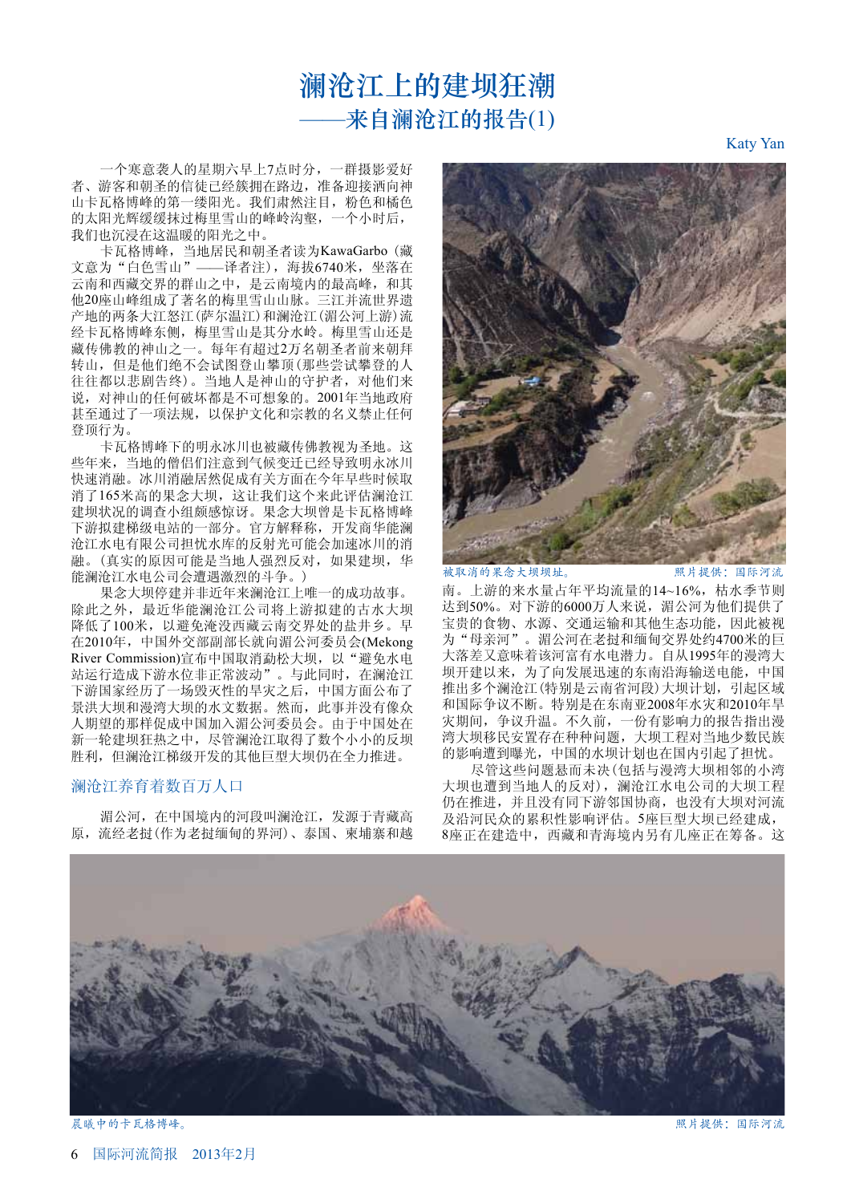# 澜沧江上的建坝狂潮

## ——来自澜沧江的报告(1)

Katy Yan

一个寒意袭人的星期六早上7点时分，一群摄影爱好者、游客和朝圣的信徒已经簇拥在路边，准备迎接洒向神山卡瓦格博峰的第一缕阳光。我们肃然注目，粉色和橘色的太阳光辉缓缓抹过梅里雪山的峰岭沟壑，一个小时后，我们也沉浸在这温暖的阳光之中。

卡瓦格博峰，当地居民和朝圣者读为KawaGarbo（藏文意为"白色雪山"——译者注），海拔6740米，坐落在云南和西藏交界的群山之中，是云南境内的最高峰，和其他20座山峰组成了著名的梅里雪山山脉。三江并流世界遗产地的两条大江怒江(萨尔温江)和澜沧江(湄公河上游)流经卡瓦格博峰东侧，梅里雪山是其分水岭。梅里雪山还是藏传佛教的神山之一。每年有超过2万名朝圣者前来朝拜转山，但是他们绝不会试图登山攀顶(那些尝试攀登的人往往都以悲剧告终)。当地人是神山的守护者，对他们来说，对神山的任何破坏都是不可想象的。2001年当地政府甚至通过了一项法规，以保护文化和宗教的名义禁止任何登顶行为。

卡瓦格博峰下的明永冰川也被藏传佛教视为圣地。这些年来，当地的僧侣们注意到气候变迁已经导致明永冰川快速消融。冰川消融居然促成有关方面在今年早些时候取消了165米高的果念大坝，这让我们这个来此评估澜沧江建坝状况的调查小组颇感惊讶。果念大坝曾是卡瓦格博峰下游拟建梯级电站的一部分。官方解释称，开发商华能澜沧江水电有限公司担忧水库的反射光可能会加速冰川的消融。(真实的原因可能是当地人强烈反对，如果建坝，华能澜沧江水电公司会遭遇激烈的斗争。)

被取消的果念大坝坝址。　　照片提供：国际河流

果念大坝停建并非近年来澜沧江上唯一的成功故事。除此之外，最近华能澜沧江公司将上游拟建的古水大坝降低了100米，以避免淹没西藏云南交界处的盐井乡。早在2010年，中国外交部副部长就向湄公河委员会(Mekong River Commission)宣布中国取消勐松大坝，以"避免水电站运行造成下游水位非正常波动"。与此同时，在澜沧江下游国家经历了一场毁灭性的旱灾之后，中国方面公布了景洪大坝和漫湾大坝的水文数据。然而，此事并没有像众人期望的那样促成中国加入湄公河委员会。由于中国处在新一轮建坝狂热之中，尽管澜沧江取得了数个小小的反坝胜利，但澜沧江梯级开发的其他巨型大坝仍在全力推进。

### 澜沧江养育着数百万人口

湄公河，在中国境内的河段叫澜沧江，发源于青藏高原，流经老挝(作为老挝缅甸的界河)、泰国、柬埔寨和越南。上游的来水量占年平均流量的14~16%，枯水季节则达到50%。对下游的6000万人来说，湄公河为他们提供了宝贵的食物、水源、交通运输和其他生态功能，因此被视为"母亲河"。湄公河在老挝和缅甸交界处约4700米的巨大落差又意味着该河富有水电潜力。自从1995年的漫湾大坝开建以来，为了向发展迅速的东南沿海输送电能，中国推出多个澜沧江(特别是云南省河段)大坝计划，引起区域和国际争议不断。特别是在东南亚2008年水灾和2010年旱灾期间，争议升温。不久前，一份有影响力的报告指出漫湾大坝移民安置存在种种问题，大坝工程对当地少数民族的影响遭到曝光，中国的水坝计划也在国内引起了担忧。

尽管这些问题悬而未决(包括与漫湾大坝相邻的小湾大坝也遭到当地人的反对)，澜沧江水电公司的大坝工程仍在推进，并且没有同下游邻国协商，也没有大坝对河流及沿河民众的累积性影响评估。5座巨型大坝已经建成，8座正在建造中，西藏和青海境内另有几座正在筹备。这

晨曦中的卡瓦格博峰。　　照片提供：国际河流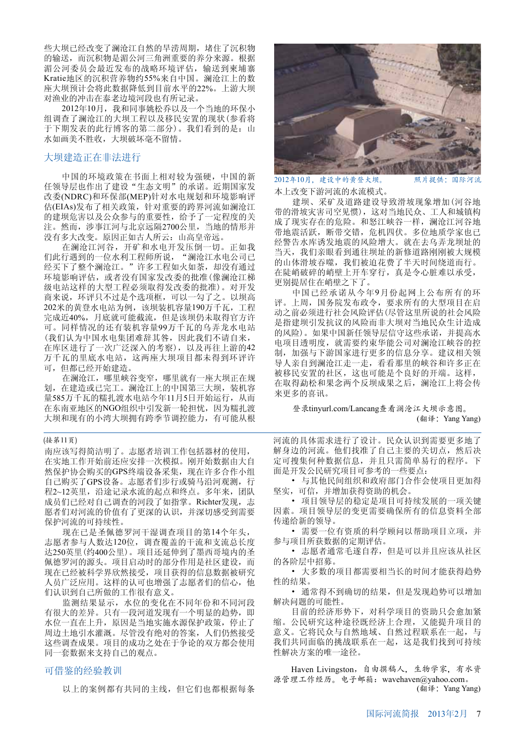些大坝已经改变了澜沧江自然的旱涝周期，堵住了沉积物的输送，而沉积物是湄公河三角洲重要的养分来源。根据湄公河委员会最近发布的战略环境评估，输送到柬埔寨Kratie地区的沉积营养物约55%来自中国。澜沧江上的数座大坝预计会将此数据降低到目前水平的22%。上游大坝对渔业的冲击在泰老边境河段也有所记录。

2012年10月，我和同事姚松乔以及一个当地的环保小组调查了澜沧江的大坝工程以及移民安置的现状（参看将于下期发表的此行博客的第二部分）。我们看到的是：山水如画美不胜收，大坝破坏毫不留情。

## 大坝建造正在非法进行

中国的环境政策在书面上相对较为强硬，中国的新任领导层也作出了建设"生态文明"的承诺。近期国家发改委(NDRC)和环保部(MEP)针对水电规划和环境影响评估(EIAs)发布了相关政策，针对重要的跨界河流如澜沧江的建坝危害以及公众参与的重要性，给予了一定程度的关注。然而，涉事江河与北京远隔2700公里，当地的情形并没有多大改变。原因正如古人所云：山高皇帝远。

在澜沧江河谷，开矿和水电开发压倒一切。正如我们此行遇到的一位水利工程师所说，"澜沧江水电公司已经买下了整个澜沧江。"许多工程如火如荼，却没有通过环境影响评估，或者没有国家发改委的批准(像澜沧江梯级电站这样的大型工程必须取得发改委的批准)。对开发商来说，环评只不过是个选项框，可以一勾了之。以坝高202米的黄登水电站为例，该坝装机容量190万千瓦，工程完成近40%，月底就可能截流，但是该坝仍未取得官方许可。同样情况的还有装机容量99万千瓦的乌弄龙水电站(我们认为中国水电集团难辞其咎，因此我们不请自来，在库区进行了一次广泛深入的考察)，以及再往上游的42万千瓦的里底水电站，这两座大坝项目都未得到环评许可，但都已经开始建造。

在澜沧江，哪里峡谷变窄，哪里就有一座大坝正在规划，在建造或已完工。澜沧江上的中国第三大坝，装机容量585万千瓦的糯扎渡水电站今年11月5日开始运行，从而在东南亚地区的NGO组织中引发新一轮担忧，因为糯扎渡大坝和现有的小湾大坝拥有跨季节调控能力，有可能从根本上改变下游河流的水流模式。

2012年10月，建设中的黄登大坝。　照片提供：国际河流

建坝、采矿及道路建设导致滑坡现象增加(河谷地带的滑坡灾害司空见惯)，这对当地民众、工人和城镇构成了现实存在的危险。和怒江峡谷一样，澜沧江河谷地带地震活跃，断带交错，危机四伏。多位地质学家也已经警告水库诱发地震的风险增大。就在去乌弄龙坝址的当天，我们亲眼看到通往坝址的新修道路刚刚被大规模的山体滑坡吞噬，我们被迫花费了半天时间绕道而行。在陡峭破碎的峭壁上开车穿行，真是令心脏难以承受，更别提居住在峭壁之下了。

中国已经承诺从今年9月份起网上公布所有的环评。上周，国务院发布政令，要求所有的大型项目在启动之前必须进行社会风险评估(尽管这里所说的社会风险是指项目引发抗议的风险而非大坝对当地民众生计造成的风险)。如果中国新任领导层信守这些承诺，并提高水电项目透明度，就需要约束华能公司对澜沧江峡谷的控制，加强与下游国家进行更多的信息分享。建议相关领导人亲自到澜沧江走一走，看看那里的峡谷和许多正在被移民安置的社区，这也可能是个良好的开端。这样，在取得勐松和果念两个反坝成果之后，澜沧江上将会传来更多的喜讯。

登录tinyurl.com/Lancang查看澜沧江大坝示意图。

(翻译：Yang Yang)

---

(接第11页)

南应该写得简洁明了。志愿者培训工作包括器材的使用，在实地工作开始前还应安排一次模拟。刚开始数据由大自然保护协会购买的GPS终端设备采集，现在许多合作小组自己购买了GPS设备。志愿者们步行或骑马沿河观测，行程2~12英里，沿途记录水流的起点和终点。多年来，团队成员们已经对自己调查的河段了如指掌。Richter发现，志愿者们对河流的价值有了更深的认识，并深切感受到需要保护河流的可持续性。

现在已是圣佩德罗河干湿调查项目的第14个年头，志愿者参与人数达120位，调查覆盖的干流和支流总长度达250英里(约400公里)。项目还延伸到了墨西哥境内的圣佩德罗河的源头。项目启动时的部分作用是社区建设，而现在已经被科学界欣然接受，项目获得的信息数据被研究人员广泛应用。这样的认可也增强了志愿者们的信心，他们认识到自己所做的工作很有意义。

监测结果显示，水位的变化在不同年份和不同河段有很大的差异。只有一段河道发现有一个明显的趋势，即水位一直在上升，原因是当地实施水源保护政策，停止了周边土地引水灌溉。尽管没有绝对的答案，人们仍然接受这些调查成果。项目的成功之处在于争论的双方都会使用同一套数据来支持自己的观点。

## 可借鉴的经验教训

以上的案例都有共同的主线，但它们也都根据每条河流的具体需求进行了设计。民众认识到需要更多地了解身边的河流。他们找准了自己主要的关切点，然后决定可搜集何种数据信息，并且只需简单易行的程序。下面是开发公民研究项目可参考的一些要点：

- 与其他民间组织和政府部门合作会使项目更加得坚实，可信，并增加获得资助的机会。
- 项目领导层的稳定是项目可持续发展的一项关键因素。项目领导层的变更需要确保所有的信息资料全部传递给新的领导。
- 需要一位有资质的科学顾问以帮助项目立项，并参与项目所获数据的定期评估。
- 志愿者通常毛遂自荐，但是可以并且应该从社区的各阶层中招募。
- 大多数的项目都需要相当长的时间才能获得趋势性的结果。
- 通常得不到确切的结果，但是发现趋势可以增加解决问题的可能性。

目前的经济形势下，对科学项目的资助只会愈加紧缩。公民研究这种途径既经济上合理，又能提升项目的意义。它将民众与自然地域、自然过程联系在一起，与我们共同面临的挑战联系在一起，这是我们找到可持续性解决方案的唯一途径。

Haven Livingston，自由撰稿人，生物学家，有水资源管理工作经历。电子邮箱：wavehaven@yahoo.com。

(翻译：Yang Yang)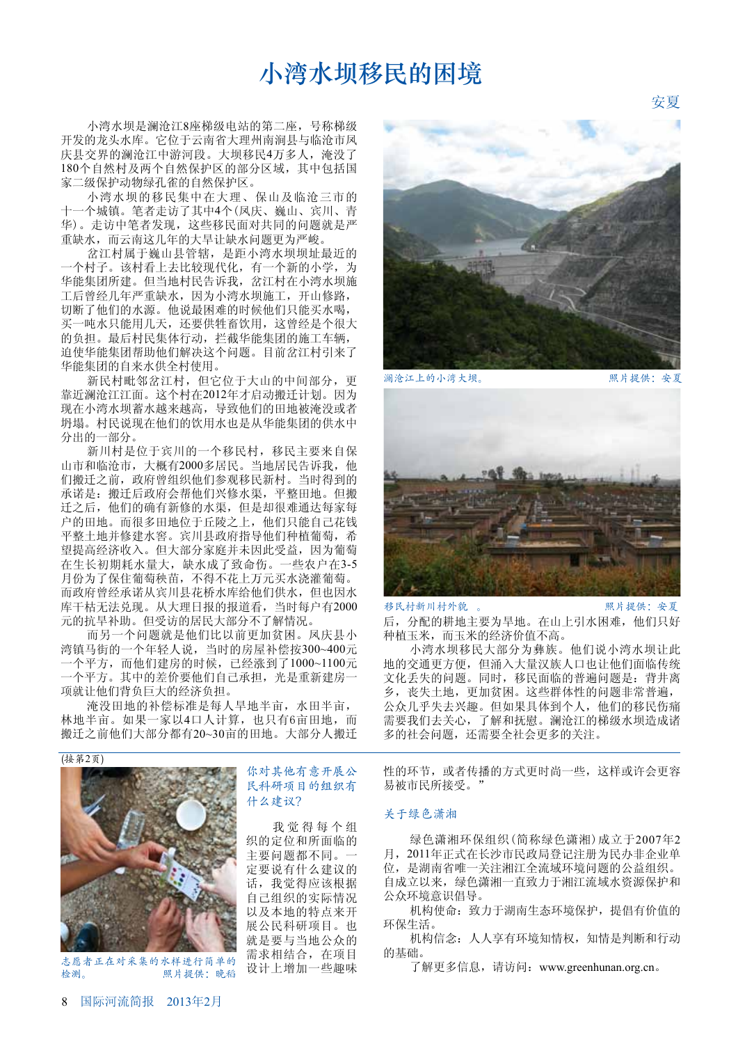# 小湾水坝移民的困境

安夏

小湾水坝是澜沧江8座梯级电站的第二座，号称梯级开发的龙头水库。它位于云南省大理州南涧县与临沧市凤庆县交界的澜沧江中游河段。大坝移民4万多人，淹没了180个自然村及两个自然保护区的部分区域，其中包括国家二级保护动物绿孔雀的自然保护区。

小湾水坝的移民集中在大理、保山及临沧三市的十一个城镇。笔者走访了其中4个(凤庆、巍山、宾川、青华)。走访中笔者发现，这些移民面对共同的问题就是严重缺水，而云南这几年的大旱让缺水问题更为严峻。

岔江村属于巍山县管辖，是距小湾水坝坝址最近的一个村子。该村看上去比较现代化，有一个新的小学，为华能集团所建。但当地村民告诉我，岔江村在小湾水坝施工后曾经几年严重缺水，因为小湾水坝施工，开山修路，切断了他们的水源。他说最困难的时候他们只能买水喝，买一吨水只能用几天，还要供牲畜饮用，这曾经是个很大的负担。最后村民集体行动，拦截华能集团的施工车辆，迫使华能集团帮助他们解决这个问题。目前岔江村引来了华能集团的自来水供全村使用。

新民村毗邻岔江村，但它位于大山的中间部分，更靠近澜沧江江面。这个村在2012年才启动搬迁计划。因为现在小湾水坝蓄水越来越高，导致他们的田地被淹没或者坍塌。村民说现在他们的饮用水也是从华能集团的供水中分出的一部分。

新川村是位于宾川的一个移民村，移民主要来自保山市和临沧市，大概有2000多居民。当地居民告诉我，他们搬迁之前，政府曾组织他们参观移民新村。当时得到的承诺是：搬迁后政府会帮他们兴修水渠，平整田地。但搬迁之后，他们的确有新修的水渠，但是却很难通达每家每户的田地。而很多田地位于丘陵之上，他们只能自己花钱平整土地并修建水窖。宾川县政府指导他们种植葡萄，希望提高经济收入。但大部分家庭并未因此受益，因为葡萄在生长初期耗水量大，缺水成了致命伤。一些农户在3-5月份为了保住葡萄秧苗，不得不花上万元买水浇灌葡萄。而政府曾经承诺从宾川县花桥水库给他们供水，但也因水库干枯无法兑现。从大理日报的报道看，当时每户有2000元的抗旱补助。但受访的居民大部分不了解情况。

而另一个问题就是他们比以前更加贫困。凤庆县小湾镇马街的一个年轻人说，当时的房屋补偿按300~400元一个平方，而他们建房的时候，已经涨到了1000~1100元一个平方。其中的差价要他们自己承担，光是重新建房一项就让他们背负巨大的经济负担。

淹没田地的补偿标准是每人旱地半亩，水田半亩，林地半亩。如果一家以4口人计算，也只有6亩田地，而搬迁之前他们大部分都有20~30亩的田地。大部分人搬迁后，分配的耕地主要为旱地。在山上引水困难，他们只好种植玉米，而玉米的经济价值不高。

小湾水坝移民大部分为彝族。他们说小湾水坝让此地的交通更方便，但涌入大量汉族人口也让他们面临传统文化丢失的问题。同时，移民面临的普遍问题是：背井离乡，丧失土地，更加贫困。这些群体性的问题非常普遍，公众几乎失去兴趣。但如果具体到个人，他们的移民伤痛需要我们去关心，了解和抚慰。澜沧江的梯级水坝造成诸多的社会问题，还需要全社会更多的关注。

澜沧江上的小湾大坝。 照片提供：安夏

移民村新川村外貌 。 照片提供：安夏

---

(接第2页)

志愿者正在对采集的水样进行简单的检测。 照片提供：晓稻

**你对其他有意开展公民科研项目的组织有什么建议？**

我觉得每个组织的定位和所面临的主要问题都不同。一定要说有什么建议的话，我觉得应该根据自己组织的实际情况以及本地的特点来开展公民科研项目。也就是要与当地公众的需求相结合，在项目设计上增加一些趣味性的环节，或者传播的方式更时尚一些，这样或许会更容易被市民所接受。”

**关于绿色潇湘**

绿色潇湘环保组织(简称绿色潇湘)成立于2007年2月，2011年正式在长沙市民政局登记注册为民办非企业单位，是湖南省唯一关注湘江全流域环境问题的公益组织。自成立以来，绿色潇湘一直致力于湘江流域水资源保护和公众环境意识倡导。

机构使命：致力于湖南生态环境保护，提倡有价值的环保生活。

机构信念：人人享有环境知情权，知情是判断和行动的基础。

了解更多信息，请访问：www.greenhunan.org.cn。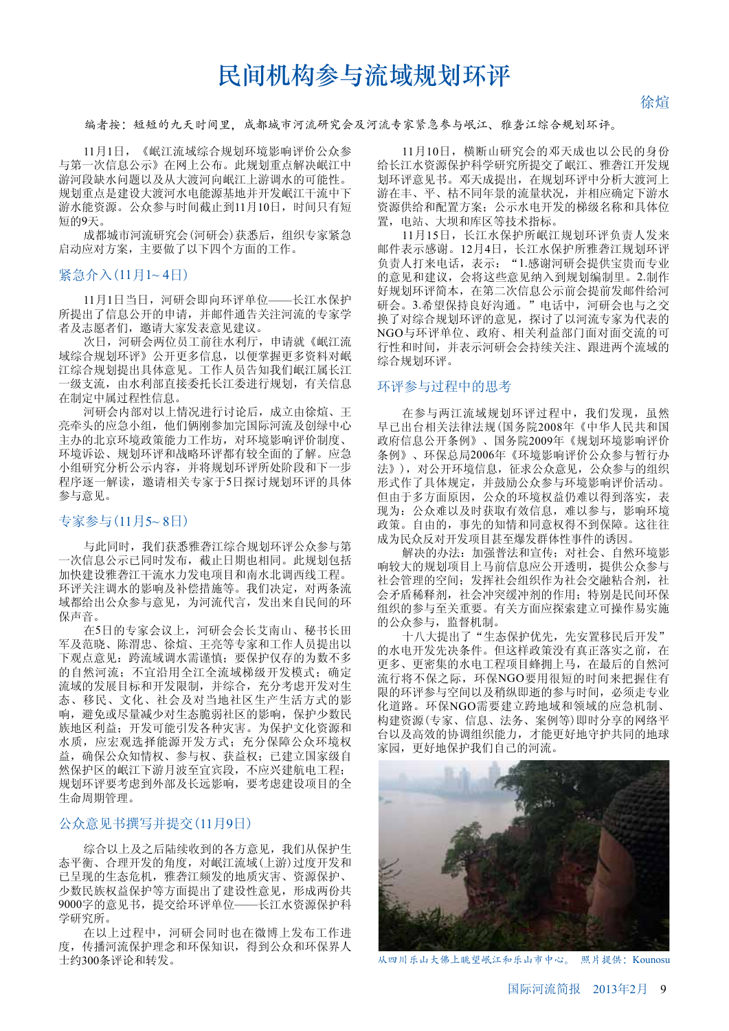# 民间机构参与流域规划环评

徐煊

编者按：短短的九天时间里，成都城市河流研究会及河流专家紧急参与岷江、雅砻江综合规划环评。

11月1日，《岷江流域综合规划环境影响评价公众参与第一次信息公示》在网上公布。此规划重点解决岷江中游河段缺水问题以及从大渡河向岷江上游调水的可能性。规划重点是建设大渡河水电能源基地并开发岷江干流中下游水能资源。公众参与时间截止到11月10日，时间只有短短的9天。

成都城市河流研究会(河研会)获悉后，组织专家紧急启动应对方案，主要做了以下四个方面的工作。

## 紧急介入(11月1~4日)

11月1日当日，河研会即向环评单位——长江水保护所提出了信息公开的申请，并邮件通告关注河流的专家学者及志愿者们，邀请大家发表意见建议。

次日，河研会两位员工前往水利厅，申请就《岷江流域综合规划环评》公开更多信息，以便掌握更多资料对岷江综合规划提出具体意见。工作人员告知我们岷江属长江一级支流，由水利部直接委托长江委进行规划，有关信息在制定中属过程性信息。

河研会内部对以上情况进行讨论后，成立由徐煊、王亮牵头的应急小组，他们俩刚参加完国际河流及创绿中心主办的北京环境政策能力工作坊，对环境影响评价制度、环境诉讼、规划环评和战略环评都有较全面的了解。应急小组研究分析公示内容，并将规划环评所处阶段和下一步程序逐一解读，邀请相关专家于5日探讨规划环评的具体参与意见。

## 专家参与(11月5~8日)

与此同时，我们获悉雅砻江综合规划环评公众参与第一次信息公示已同时发布，截止日期也相同。此规划包括加快建设雅砻江干流水力发电项目和南水北调西线工程。环评关注调水的影响及补偿措施等。我们决定，对两条流域都给出公众参与意见，为河流代言，发出来自民间的环保声音。

在5日的专家会议上，河研会会长艾南山、秘书长田军及范晓、陈渭忠、徐煊、王亮等专家和工作人员提出以下观点意见：跨流域调水需谨慎；要保护仅存的为数不多的自然河流；不宜沿用全江全流域梯级开发模式；确定流域的发展目标和开发限制，并综合，充分考虑开发对生态、移民、文化、社会及对当地社区生产生活方式的影响，避免或尽量减少对生态脆弱社区的影响，保护少数民族地区利益；开发可能引发各种灾害。为保护文化资源和水质，应宏观选择能源开发方式；充分保障公众环境权益，确保公众知情权、参与权、获益权；已建立国家级自然保护区的岷江下游月波至宜宾段，不应兴建航电工程；规划环评要考虑到外部及长远影响，要考虑建设项目的全生命周期管理。

## 公众意见书撰写并提交(11月9日)

综合以上及之后陆续收到的各方意见，我们从保护生态平衡、合理开发的角度，对岷江流域(上游)过度开发和已呈现的生态危机，雅砻江频发的地质灾害、资源保护、少数民族权益保护等方面提出了建设性意见，形成两份共9000字的意见书，提交给环评单位——长江水资源保护科学研究所。

在以上过程中，河研会同时也在微博上发布工作进度，传播河流保护理念和环保知识，得到公众和环保界人士约300条评论和转发。

11月10日，横断山研究会的邓天成也以公民的身份给长江水资源保护科学研究所提交了岷江、雅砻江开发规划环评意见书。邓天成提出，在规划环评中分析大渡河上游在丰、平、枯不同年景的流量状况，并相应确定下游水资源供给和配置方案；公示水电开发的梯级名称和具体位置，电站、大坝和库区等技术指标。

11月15日，长江水保护所岷江规划环评负责人发来邮件表示感谢。12月4日，长江水保护所雅砻江规划环评负责人打来电话，表示："1.感谢河研会提供宝贵而专业的意见和建议，会将这些意见纳入到规划编制里。2.制作好规划环评简本，在第二次信息公示前会提前发邮件给河研会。3.希望保持良好沟通。"电话中，河研会也与之交换了对综合规划环评的意见，探讨了以河流专家为代表的NGO与环评单位、政府、相关利益部门面对面交流的可行性和时间，并表示河研会会持续关注、跟进两个流域的综合规划环评。

## 环评参与过程中的思考

在参与两江流域规划环评过程中，我们发现，虽然早已出台相关法律法规(国务院2008年《中华人民共和国政府信息公开条例》、国务院2009年《规划环境影响评价条例》、环保总局2006年《环境影响评价公众参与暂行办法》)，对公开环境信息，征求公众意见，公众参与的组织形式作了具体规定，并鼓励公众参与环境影响评价活动。但由于多方面原因，公众的环境权益仍难以得到落实，表现为：公众难以及时获取有效信息，难以参与，影响环境政策。自由的，事先的知情和同意权得不到保障。这往往成为民众反对开发项目甚至爆发群体性事件的诱因。

解决的办法：加强普法和宣传；对社会、自然环境影响较大的规划项目上马前信息应公开透明，提供公众参与社会管理的空间；发挥社会组织作为社会交融粘合剂，社会矛盾稀释剂，社会冲突缓冲剂的作用；特别是民间环保组织的参与至关重要。有关方面应探索建立可操作易实施的公众参与，监督机制。

十八大提出了"生态保护优先，先安置移民后开发"的水电开发先决条件。但这样政策没有真正落实之前，在更多、更密集的水电工程项目蜂拥上马，在最后的自然河流行将不保之际，环保NGO要用很短的时间来把握住有限的环评参与空间以及稍纵即逝的参与时间，必须走专业化道路。环保NGO需要建立跨地域和领域的应急机制、构建资源(专家、信息、法务、案例等)即时分享的网络平台以及高效的协调组织能力，才能更好地守护共同的地球家园，更好地保护我们自己的河流。

从四川乐山大佛上眺望岷江和乐山市中心。 照片提供：Kounosu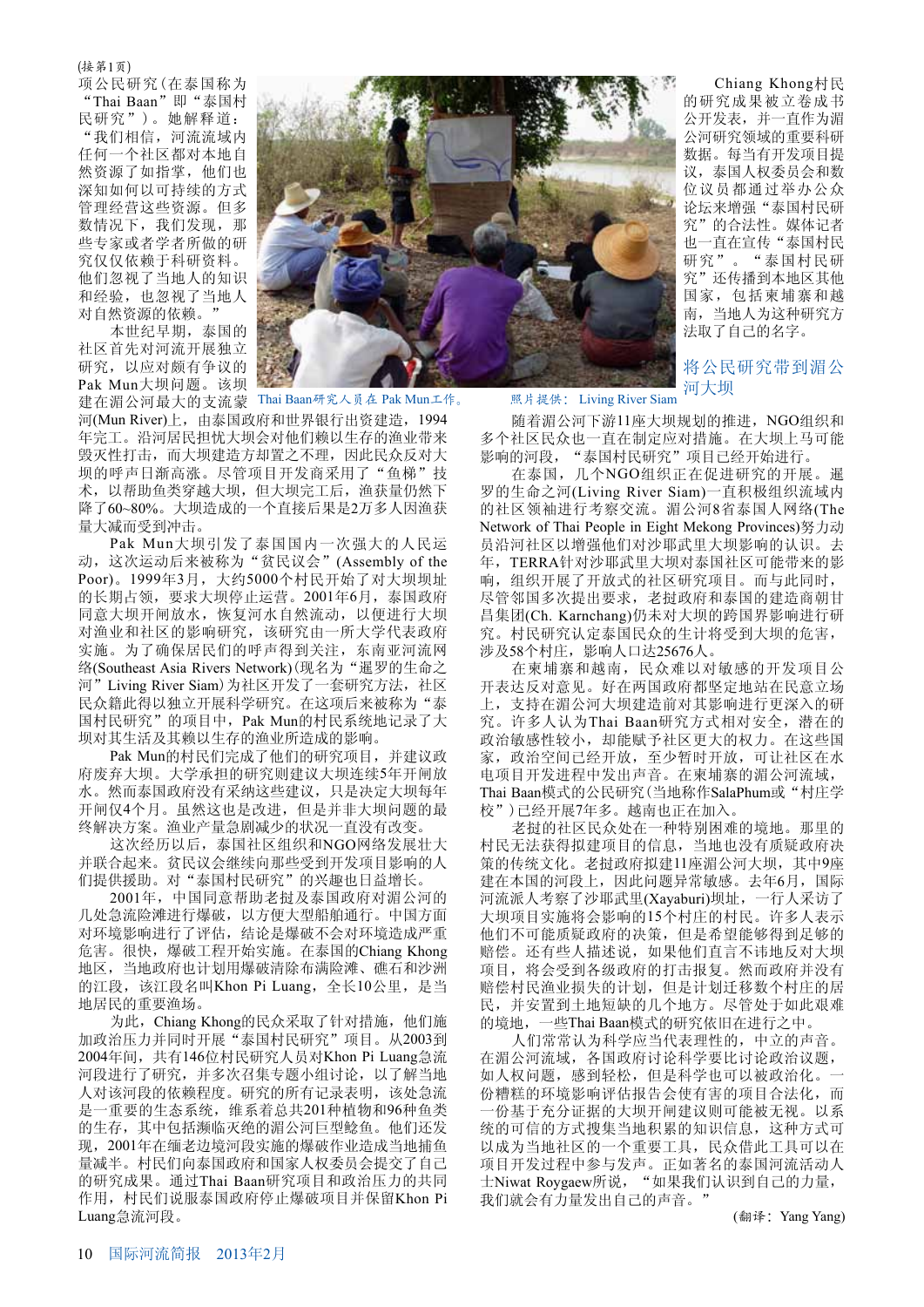(接第1页)

项公民研究(在泰国称为"Thai Baan"即"泰国村民研究")。她解释道:"我们相信,河流流域内任何一个社区都对本地自然资源了如指掌,他们也深知如何以可持续的方式管理经营这些资源。但多数情况下,我们发现,那些专家或者学者所做的研究仅仅依赖于科研资料。他们忽视了当地人的知识和经验,也忽视了当地人对自然资源的依赖。"

本世纪早期,泰国的社区首先对河流开展独立研究,以应对颇有争议的Pak Mun大坝问题。该坝建在湄公河最大的支流蒙河(Mun River)上,由泰国政府和世界银行出资建造,1994年完工。沿河居民担忧大坝会对他们赖以生存的渔业带来毁灭性打击,而大坝建造方却置之不理,因此民众反对大坝的呼声日渐高涨。尽管项目开发商采用了"鱼梯"技术,以帮助鱼类穿越大坝,但大坝完工后,渔获量仍然下降了60~80%。大坝造成的一个直接后果是2万多人因渔获量大减而受到冲击。

Pak Mun大坝引发了泰国国内一次强大的人民运动,这次运动后来被称为"贫民议会"(Assembly of the Poor)。1999年3月,大约5000个村民开始了对大坝坝址的长期占领,要求大坝停止运营。2001年6月,泰国政府同意大坝开闸放水,恢复河水自然流动,以便进行大坝对渔业和社区的影响研究,该研究由一所大学代表政府实施。为了确保居民们的呼声得到关注,东南亚河流网络(Southeast Asia Rivers Network)(现名为"暹罗的生命之河"Living River Siam)为社区开发了一套研究方法,社区民众籍此得以独立开展科学研究。在这项后来被称为"泰国村民研究"的项目中,Pak Mun的村民系统地记录了大坝对其生活及其赖以生存的渔业所造成的影响。

Pak Mun的村民们完成了他们的研究项目,并建议政府废弃大坝。大学承担的研究则建议大坝连续5年开闸放水。然而泰国政府没有采纳这些建议,只是决定大坝每年开闸仅4个月。虽然这也是改进,但是并非大坝问题的最终解决方案。渔业产量急剧减少的状况一直没有改变。

这次经历以后,泰国社区组织和NGO网络发展壮大并联合起来。贫民议会继续向那些受到开发项目影响的人们提供援助。对"泰国村民研究"的兴趣也日益增长。

2001年,中国同意帮助老挝及泰国政府对湄公河的几处急流险滩进行爆破,以方便大型船舶通行。中国方面对环境影响进行了评估,结论是爆破不会对环境造成严重危害。很快,爆破工程开始实施。在泰国的Chiang Khong地区,当地政府也计划用爆破清除布满险滩、礁石和沙洲的江段,该江段名叫Khon Pi Luang,全长10公里,是当地居民的重要渔场。

为此,Chiang Khong的民众采取了针对措施,他们施加政治压力并同时开展"泰国村民研究"项目。从2003到2004年间,共有146位村民研究人员对Khon Pi Luang急流河段进行了研究,并多次召集专题小组讨论,以了解当地人对该河段的依赖程度。研究的所有记录表明,该处急流是一重要的生态系统,维系着总共201种植物和96种鱼类的生存,其中包括濒临灭绝的湄公河巨型鲶鱼。他们还发现,2001年在缅老边境河段实施的爆破作业造成当地捕鱼量减半。村民们向泰国政府和国家人权委员会提交了自己的研究成果。通过Thai Baan研究项目和政治压力的共同作用,村民们说服泰国政府停止爆破项目并保留Khon Pi Luang急流河段。

Thai Baan研究人员在 Pak Mun工作。 照片提供: Living River Siam

Chiang Khong村民的研究成果被立卷成书公开发表,并一直作为湄公河研究领域的重要科研数据。每当有开发项目提议,泰国人权委员会和数位议员都通过举办公众论坛来增强"泰国村民研究"的合法性。媒体记者也一直在宣传"泰国村民研究"。"泰国村民研究"还传播到本地区其他国家,包括柬埔寨和越南,当地人为这种研究方法取了自己的名字。

## 将公民研究带到湄公河大坝

随着湄公河下游11座大坝规划的推进,NGO组织和多个社区民众也一直在制定应对措施。在大坝上马可能影响的河段,"泰国村民研究"项目已经开始进行。

在泰国,几个NGO组织正在促进研究的开展。暹罗的生命之河(Living River Siam)一直积极组织流域内的社区领袖进行考察交流。湄公河8省泰国人网络(The Network of Thai People in Eight Mekong Provinces)努力动员沿河社区以增强他们对沙耶武里大坝影响的认识。去年,TERRA针对沙耶武里大坝对泰国社区可能带来的影响,组织开展了开放式的社区研究项目。而与此同时,尽管邻国多次提出要求,老挝政府和泰国的建造商朝甘昌集团(Ch. Karnchang)仍未对大坝的跨国界影响进行研究。村民研究认定泰国民众的生计将受到大坝的危害,涉及58个村庄,影响人口达25676人。

在柬埔寨和越南,民众难以对敏感的开发项目公开表达反对意见。好在两国政府都坚定地站在民意立场上,支持在湄公河大坝建造前对其影响进行更深入的研究。许多人认为Thai Baan研究方式相对安全,潜在的政治敏感性较小,却能赋予社区更大的权力。在这些国家,政治空间已经开放,至少暂时开放,可让社区在水电项目开发进程中发出声音。在柬埔寨的湄公河流域,Thai Baan模式的公民研究(当地称作SalaPhum或"村庄学校")已经开展7年多。越南也正在加入。

老挝的社区民众处在一种特别困难的境地。那里的村民无法获得拟建项目的信息,当地也没有质疑政府决策的传统文化。老挝政府拟建11座湄公河大坝,其中9座建在本国的河段上,因此问题异常敏感。去年6月,国际河流派人考察了沙耶武里(Xayaburi)坝址,一行人采访了大坝项目实施将会影响的15个村庄的村民。许多人表示他们不可能质疑政府的决策,但是希望能够得到足够的赔偿。还有些人描述说,如果他们直言不讳地反对大坝项目,将会受到各级政府的打击报复。然而政府并没有赔偿村民渔业损失的计划,但是计划迁移数个村庄的居民,并安置到土地短缺的几个地方。尽管处于如此艰难的境地,一些Thai Baan模式的研究依旧在进行之中。

人们常常认为科学应当代表理性的,中立的声音。在湄公河流域,各国政府讨论科学要比讨论政治议题,如人权问题,感到轻松,但是科学也可以被政治化。一份糟糕的环境影响评估报告会使有害的项目合法化,而一份基于充分证据的大坝开闸建议则可能被无视。以系统的可信的方式搜集当地积累的知识信息,这种方式可以成为当地社区的一个重要工具,民众借此工具可以在项目开发过程中参与发声。正如著名的泰国河流活动人士Niwat Roygaew所说,"如果我们认识到自己的力量,我们就会有力量发出自己的声音。"

(翻译:Yang Yang)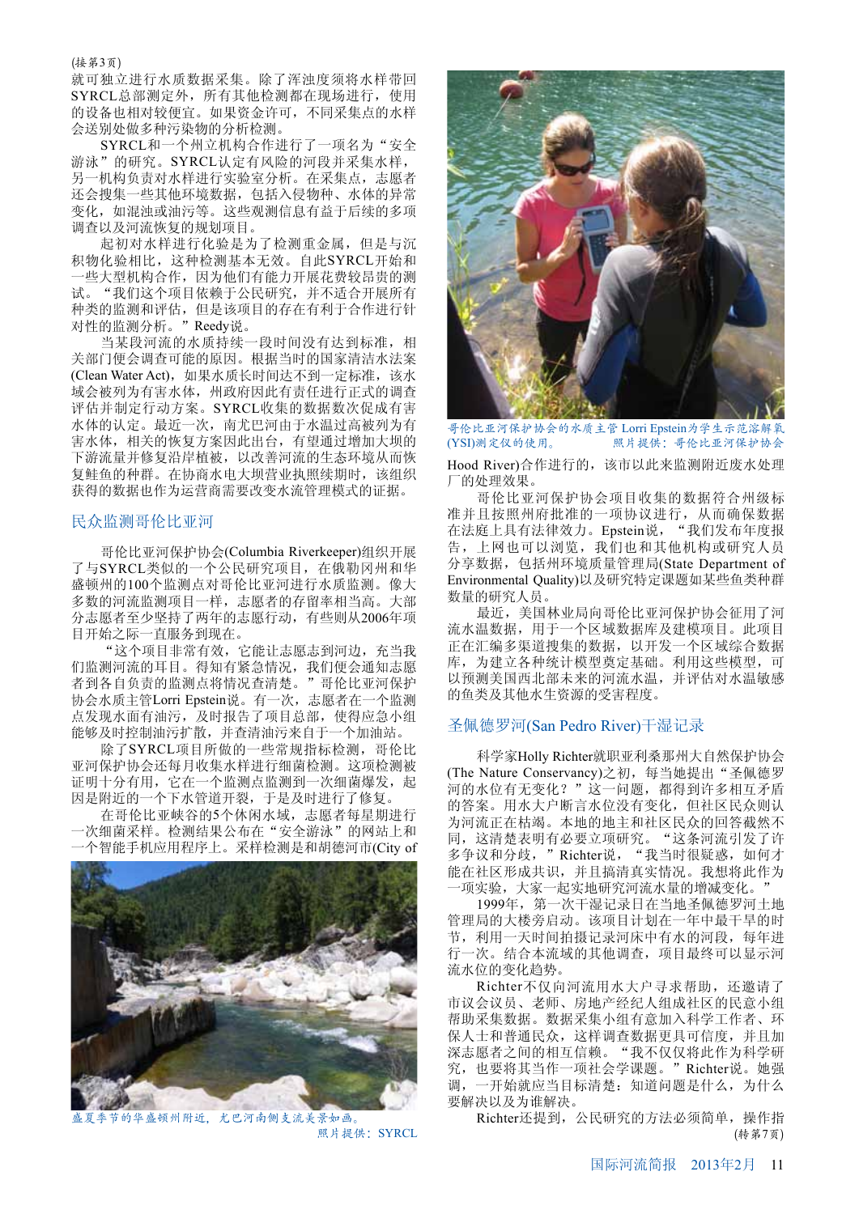(接第3页)

就可独立进行水质数据采集。除了浑浊度须将水样带回SYRCL总部测定外，所有其他检测都在现场进行，使用的设备也相对较便宜。如果资金许可，不同采集点的水样会送别处做多种污染物的分析检测。

SYRCL和一个州立机构合作进行了一项名为“安全游泳”的研究。SYRCL认定有风险的河段并采集水样，另一机构负责对水样进行实验室分析。在采集点，志愿者还会搜集一些其他环境数据，包括入侵物种、水体的异常变化，如混浊或油污等。这些观测信息有益于后续的多项调查以及河流恢复的规划项目。

起初对水样进行化验是为了检测重金属，但是与沉积物化验相比，这种检测基本无效。自此SYRCL开始和一些大型机构合作，因为他们有能力开展花费较昂贵的测试。“我们这个项目依赖于公民研究，并不适合开展所有种类的监测和评估，但是该项目的存在有利于合作进行针对性的监测分析。”Reedy说。

当某段河流的水质持续一段时间没有达到标准，相关部门便会调查可能的原因。根据当时的国家清洁水法案(Clean Water Act)，如果水质长时间达不到一定标准，该水域会被列为有害水体，州政府因此有责任进行正式的调查评估并制定行动方案。SYRCL收集的数据数次促成有害水体的认定。最近一次，南尤巴河由于水温过高被列为有害水体，相关的恢复方案因此出台，有望通过增加大坝的下游流量并修复沿岸植被，以改善河流的生态环境从而恢复鲑鱼的种群。在协商水电大坝营业执照续期时，该组织获得的数据也作为运营商需要改变水流管理模式的证据。

## 民众监测哥伦比亚河

哥伦比亚河保护协会(Columbia Riverkeeper)组织开展了与SYRCL类似的一个公民研究项目，在俄勒冈州和华盛顿州的100个监测点对哥伦比亚河进行水质监测。像大多数的河流监测项目一样，志愿者的存留率相当高。大部分志愿者至少坚持了两年的志愿行动，有些则从2006年项目开始之际一直服务到现在。

“这个项目非常有效，它能让志愿者到河边，充当我们监测河流的耳目。得知有紧急情况，我们便会通知志愿者到各自负责的监测点将情况查清楚。”哥伦比亚河保护协会水质主管Lorri Epstein说。有一次，志愿者在一个监测点发现水面有油污，及时报告了项目总部，使得应急小组能够及时控制油污扩散，并查清油污来自于一个加油站。

除了SYRCL项目所做的一些常规指标检测，哥伦比亚河保护协会还每月收集水样进行细菌检测。这项检测被证明十分有用，它在一个监测点监测到一次细菌爆发，起因是附近的一个下水管道开裂，于是及时进行了修复。

在哥伦比亚峡谷的5个休闲水域，志愿者每星期进行一次细菌采样。检测结果公布在“安全游泳”的网站上和一个智能手机应用程序上。采样检测是和胡德河市(City of Hood River)合作进行的，该市以此来监测附近废水处理厂的处理效果。

盛夏季节的华盛顿州附近，尤巴河南侧支流美景如画。 照片提供：SYRCL

哥伦比亚河保护协会的水质主管Lorri Epstein为学生示范溶解氧(YSI)测定仪的使用。 照片提供：哥伦比亚河保护协会

哥伦比亚河保护协会项目收集的数据符合州级标准并且按照州府批准的一项协议进行，从而确保数据在法庭上具有法律效力。Epstein说，“我们发布年度报告，上网也可以浏览，我们也和其他机构或研究人员分享数据，包括州环境质量管理局(State Department of Environmental Quality)以及研究特定课题如某些鱼类种群数量的研究人员。

最近，美国林业局向哥伦比亚河保护协会征用了河流水温数据，用于一个区域数据库及建模项目。此项目正在汇编多渠道搜集的数据，以开发一个区域综合数据库，为建立各种统计模型奠定基础。利用这些模型，可以预测美国西北部未来的河流水温，并评估对水温敏感的鱼类及其他水生资源的受害程度。

## 圣佩德罗河(San Pedro River)干湿记录

科学家Holly Richter就职亚利桑那州大自然保护协会(The Nature Conservancy)之初，每当她提出“圣佩德罗河的水位有无变化？”这一问题，都得到许多相互矛盾的答案。用水大户断言水位没有变化，但社区民众则认为河流正在枯竭。本地的地主和社区民众的回答截然不同，这清楚表明有必要立项研究。“这条河流引发了许多争议和分歧，”Richter说，“我当时很疑惑，如何才能在社区形成共识，并且搞清真实情况。我想将此作为一项实验，大家一起实地研究河流水量的增减变化。”

1999年，第一次干湿记录日在当地圣佩德罗河土地管理局的大楼旁启动。该项目计划在一年中最干旱的时节，利用一天时间拍摄记录河床中有水的河段，每年进行一次。结合本流域的其他调查，项目最终可以显示河流水位的变化趋势。

Richter不仅向河流用水大户寻求帮助，还邀请了市议会议员、老师、房地产经纪人组成社区的民意小组帮助采集数据。数据采集小组有意加入科学工作者、环保人士和普通民众，这样调查数据更具可信度，并且加深志愿者之间的相互信赖。“我不仅仅将此作为科学研究，也要将其当作一项社会学课题。”Richter说。她强调，一开始就应当目标清楚：知道问题是什么，为什么要解决以及为谁解决。

Richter还提到，公民研究的方法必须简单，操作指

(转第7页)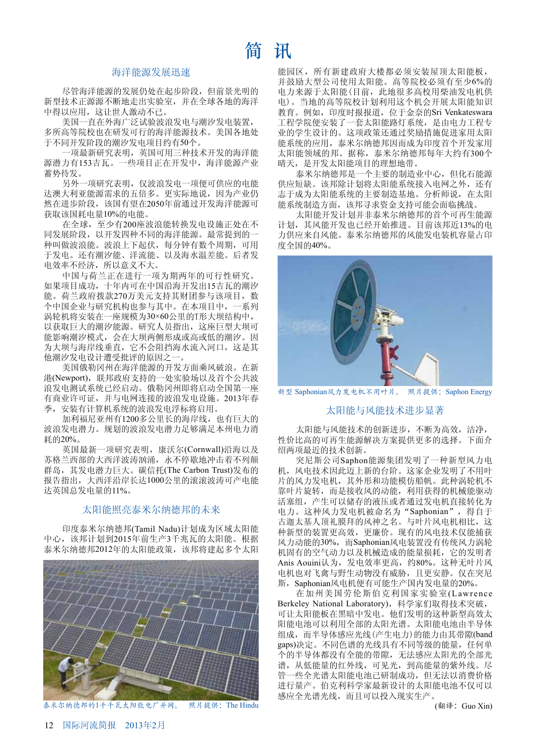# 简 讯

## 海洋能源发展迅速

尽管海洋能源的发展仍处在起步阶段，但前景光明的新型技术正源源不断地走出实验室，并在全球各地的海洋中得以应用，这让世人激动不已。

美国一直在外海广泛试验波浪发电与潮汐发电装置，多所高等院校也在研发可行的海洋能源技术。美国各地处于不同开发阶段的潮汐发电项目约有50个。

一项最新研究表明，英国可用三种技术开发的海洋能源潜力有153吉瓦。一些项目正在开发中，海洋能源产业蓄势待发。

另外一项研究表明，仅波浪发电一项便可供应的电能达澳大利亚能源需求的五倍多。更实际地说，因为产业仍然在进步阶段，该国有望在2050年前通过开发海洋能源可获取该国耗电量10%的电能。

在全球，至少有200座波浪能转换发电设施正处在不同发展阶段，以开发四种不同的海洋能源。最常提到的一种叫做波浪能。波浪上下起伏，每分钟有数个周期，可用于发电。还有潮汐能、洋流能、以及海水温差能。后者发电效率不经济，所以意义不大。

中国与荷兰正在进行一项为期两年的可行性研究。如果项目成功，十年内可在中国沿海开发出15吉瓦的潮汐能。荷兰政府拨款270万美元支持其财团参与该项目，数个中国企业与研究机构也参与其中。在本项目中，一系列涡轮机将安装在一座规模为30×60公里的T形大坝结构中，以获取巨大的潮汐能源。研究人员指出，这座巨型大坝可能影响潮汐模式，会在大坝两侧形成或高或低的潮汐。因为大坝与海岸线垂直，它不会阻挡海水流入河口，这是其他潮汐发电设计遭受批评的原因之一。

美国俄勒冈州在海洋能源的开发方面乘风破浪。在新港(Newport)，联邦政府支持的一处实验场以及首个公共波浪发电测试系统已经启动。俄勒冈州即将启动全国第一座有商业许可证，并与电网连接的波浪发电设施。2013年春季，安装有计算机系统的波浪发电浮标将启用。

加利福尼亚州有1200多公里长的海岸线，也有巨大的波浪发电潜力。规划的波浪发电潜力足够满足本州电力消耗的20%。

英国最新一项研究表明，康沃尔(Cornwall)沿海以及苏格兰西部的大西洋波涛汹涌，永不停歇地冲击着不列颠群岛，其发电潜力巨大。碳信托(The Carbon Trust)发布的报告指出，大西洋沿岸长达1000公里的滚滚波涛可产电能达英国总发电量的11%。

## 太阳能照亮泰米尔纳德邦的未来

印度泰米尔纳德邦(Tamil Nadu)计划成为区域太阳能中心，该邦计划到2015年前生产3千兆瓦的太阳能。根据泰米尔纳德邦2012年的太阳能政策，该邦将建起多个太阳能园区，所有新建政府大楼都必须安装屋顶太阳能板，并鼓励大型公司使用太阳能。高等院校必须有至少6%的电力来源于太阳能(目前，此地很多高校用柴油发电机供电)。当地的高等院校计划利用这个机会开展太阳能知识教育。例如，印度时报报道，位于金奈的Sri Venkateswara工程学院便安装了一套太阳能路灯系统，是由电力工程专业的学生设计的。这项政策还通过奖励措施促进家用太阳能系统的应用，泰米尔纳德邦因而成为印度首个开发家用太阳能领域的邦。据称，泰米尔纳德邦每年大约有300个晴天，是开发太阳能项目的理想地带。

泰米尔纳德邦是一个主要的制造业中心，但化石能源供应短缺。该邦除计划将太阳能系统接入电网之外，还有志于成为太阳能系统的主要制造基地。分析师说，在太阳能系统制造方面，该邦寻求资金支持可能会面临挑战。

太阳能开发计划并非泰米尔纳德邦的首个可再生能源计划，其风能开发也已经开始推进。目前该邦近13%的电力供应来自风能。泰米尔纳德邦的风能发电装机容量占印度全国的40%。

泰米尔纳德邦的1千千瓦太阳能电厂并网。　照片提供：The Hindu

新型 Saphonian风力发电机不用叶片。　照片提供：Saphon Energy

## 太阳能与风能技术进步显著

太阳能与风能技术的创新进步，不断为高效，洁净，性价比高的可再生能源解决方案提供更多的选择。下面介绍两项最近的技术创新。

突尼斯公司Saphon能源集团发明了一种新型风力电机，风电技术因此迈上新的台阶。这家企业发明了不用叶片的风力发电机，其外形和功能模仿船帆。此种涡轮机不靠叶片旋转，而是接收风的动能，利用获得的机械能驱动活塞组，产生可以储存的液压或者通过发电机直接转化为电力。这种风力发电机被命名为“Saphonian”，得自于古迦太基人顶礼膜拜的风神之名。与叶片风电机相比，这种新型的装置更高效，更廉价。现有的风电技术仅能捕获风力动能的30%，而Saphonian风电装置没有传统风力涡轮机固有的空气动力以及机械造成的能量损耗，它的发明者Anis Aouini认为，发电效率更高，约80%。这种无叶片风电机也对飞禽与野生动物没有威胁，且更安静。仅在突尼斯，Saphonian风电机便有可能生产国内发电量的20%。

在加州美国劳伦斯伯克利国家实验室(Lawrence Berkeley National Laboratory)，科学家们取得技术突破，可让太阳能板在黑暗中发电。他们发明的这种新型高效太阳能电池可以利用全部的太阳光谱。太阳能电池由半导体组成，而半导体感应光线(产生电力)的能力由其带隙(band gaps)决定。不同色谱的光线具有不同等级的能量，任何单个的半导体都没有全能的带隙，无法感应太阳光的全部光谱，从低能量的红外线，可见光，到高能量的紫外线。尽管一些全光谱太阳能电池已研制成功，但无法以消费价格进行量产。伯克利科学家最新设计的太阳能电池不仅可以感应全光谱光线，而且可以投入现实生产。

(翻译：Guo Xin)